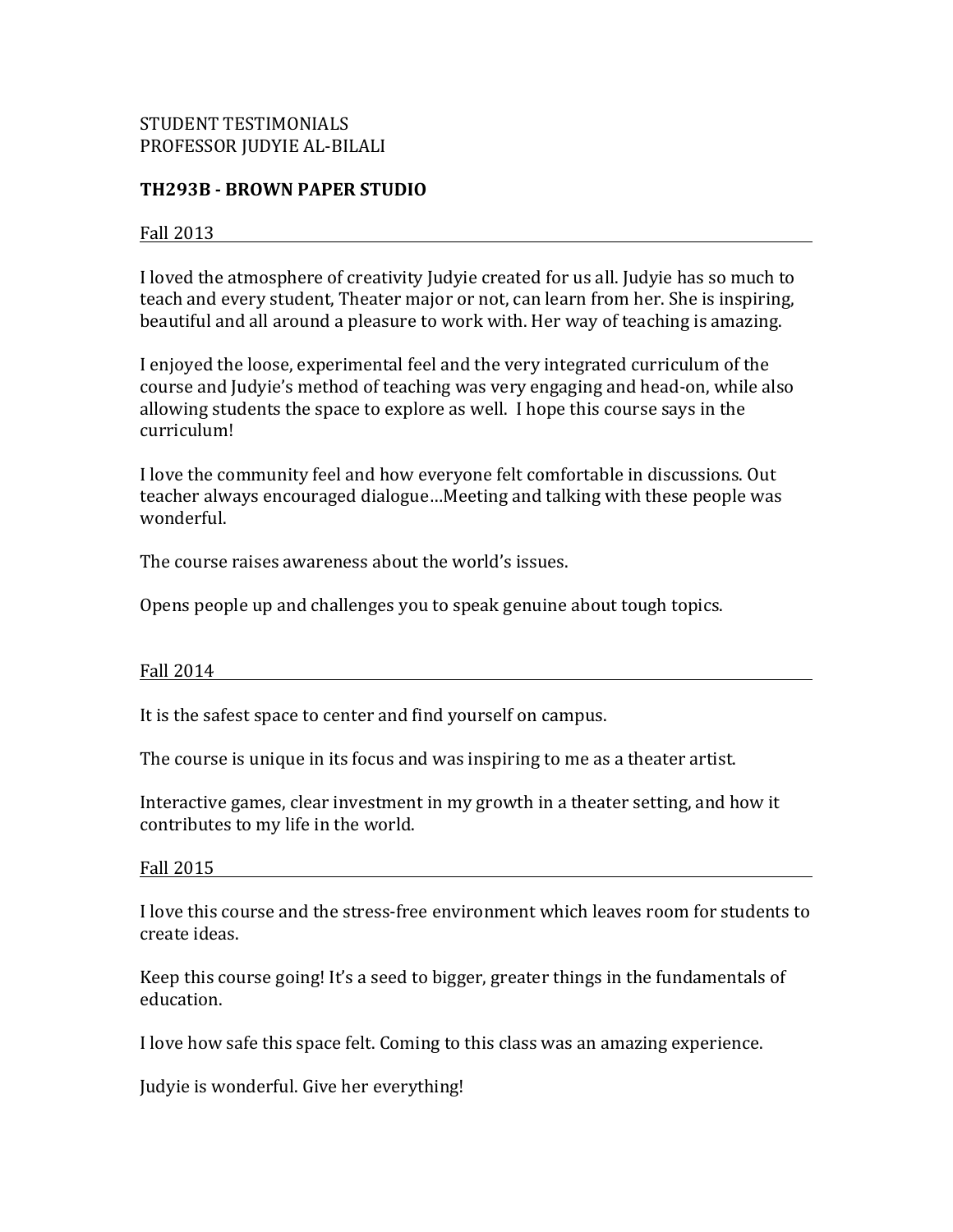STUDENT TESTIMONIALS
PROFESSOR JUDYIE AL-BILALI

**TH293B - BROWN PAPER STUDIO**

Fall 2013

I loved the atmosphere of creativity Judyie created for us all. Judyie has so much to teach and every student, Theater major or not, can learn from her. She is inspiring, beautiful and all around a pleasure to work with. Her way of teaching is amazing.

I enjoyed the loose, experimental feel and the very integrated curriculum of the course and Judyie's method of teaching was very engaging and head-on, while also allowing students the space to explore as well. I hope this course says in the curriculum!

I love the community feel and how everyone felt comfortable in discussions. Out teacher always encouraged dialogue…Meeting and talking with these people was wonderful.

The course raises awareness about the world's issues.

Opens people up and challenges you to speak genuine about tough topics.

Fall 2014

It is the safest space to center and find yourself on campus.

The course is unique in its focus and was inspiring to me as a theater artist.

Interactive games, clear investment in my growth in a theater setting, and how it contributes to my life in the world.

Fall 2015

I love this course and the stress-free environment which leaves room for students to create ideas.

Keep this course going! It's a seed to bigger, greater things in the fundamentals of education.

I love how safe this space felt. Coming to this class was an amazing experience.

Judyie is wonderful. Give her everything!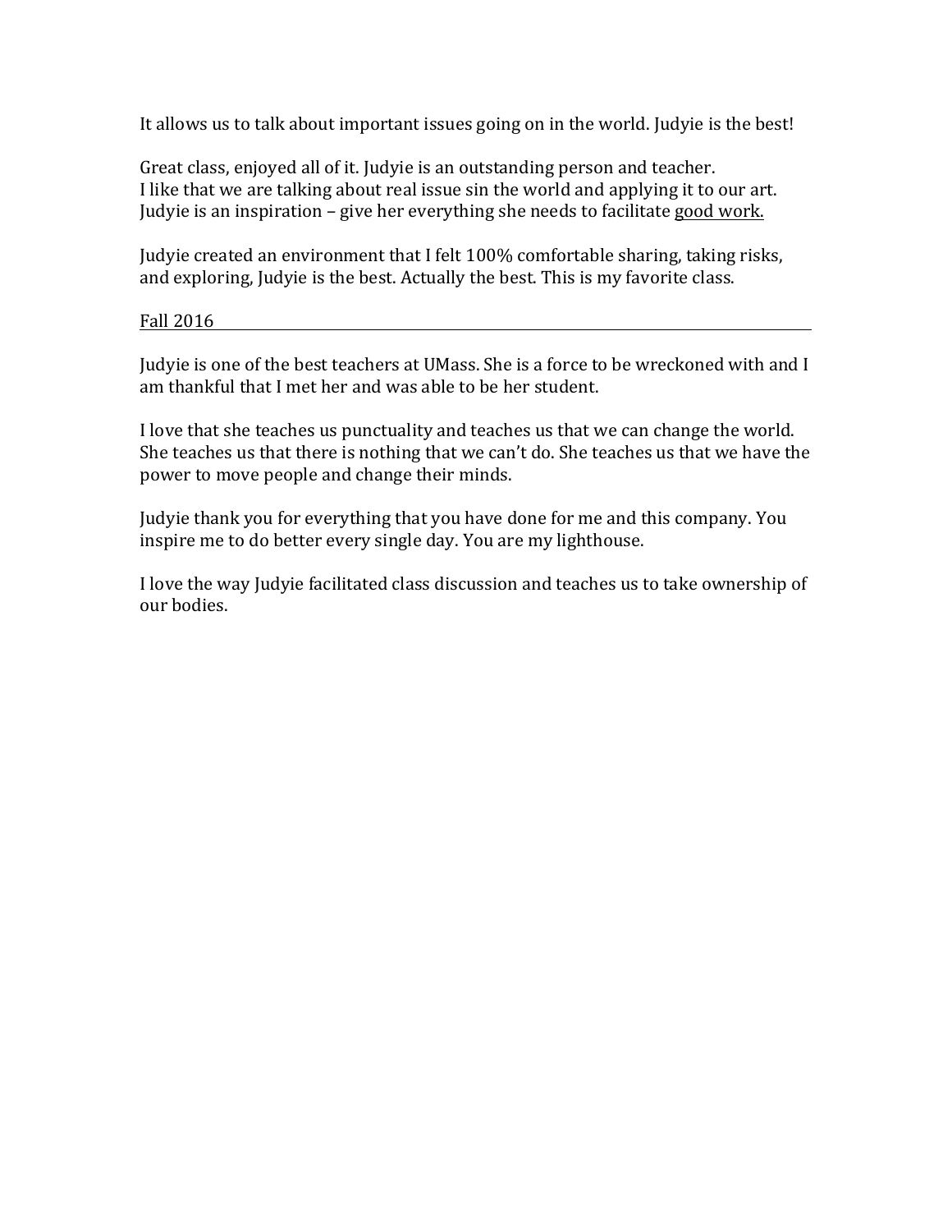It allows us to talk about important issues going on in the world. Judyie is the best!

Great class, enjoyed all of it. Judyie is an outstanding person and teacher.
I like that we are talking about real issue sin the world and applying it to our art.
Judyie is an inspiration – give her everything she needs to facilitate <u>good work.</u>

Judyie created an environment that I felt 100% comfortable sharing, taking risks, and exploring, Judyie is the best. Actually the best. This is my favorite class.

<u>Fall 2016</u>

---

Judyie is one of the best teachers at UMass. She is a force to be wreckoned with and I am thankful that I met her and was able to be her student.

I love that she teaches us punctuality and teaches us that we can change the world. She teaches us that there is nothing that we can't do. She teaches us that we have the power to move people and change their minds.

Judyie thank you for everything that you have done for me and this company. You inspire me to do better every single day. You are my lighthouse.

I love the way Judyie facilitated class discussion and teaches us to take ownership of our bodies.